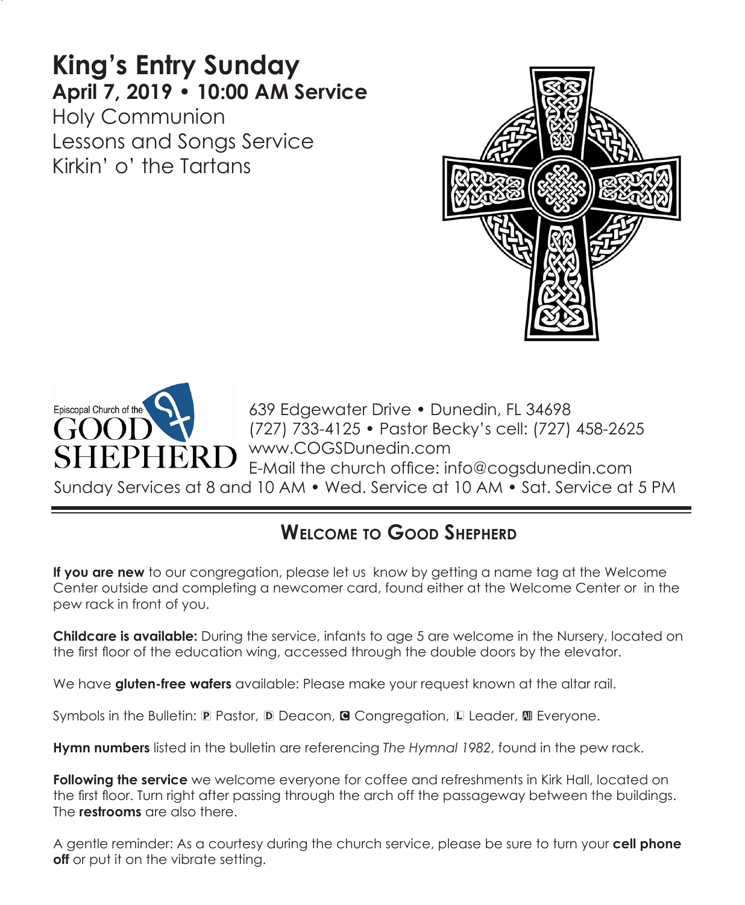# King's Entry Sunday

## April 7, 2019 • 10:00 AM Service

Holy Communion
Lessons and Songs Service
Kirkin' o' the Tartans

Episcopal Church of the GOOD SHEPHERD

639 Edgewater Drive • Dunedin, FL 34698
(727) 733-4125 • Pastor Becky's cell: (727) 458-2625
www.COGSDunedin.com
E-Mail the church office: info@cogsdunedin.com
Sunday Services at 8 and 10 AM • Wed. Service at 10 AM • Sat. Service at 5 PM

## Welcome to Good Shepherd

**If you are new** to our congregation, please let us know by getting a name tag at the Welcome Center outside and completing a newcomer card, found either at the Welcome Center or in the pew rack in front of you.

**Childcare is available:** During the service, infants to age 5 are welcome in the Nursery, located on the first floor of the education wing, accessed through the double doors by the elevator.

We have **gluten-free wafers** available: Please make your request known at the altar rail.

Symbols in the Bulletin: P Pastor, D Deacon, C Congregation, L Leader, All Everyone.

**Hymn numbers** listed in the bulletin are referencing *The Hymnal 1982*, found in the pew rack.

**Following the service** we welcome everyone for coffee and refreshments in Kirk Hall, located on the first floor. Turn right after passing through the arch off the passageway between the buildings. The **restrooms** are also there.

A gentle reminder: As a courtesy during the church service, please be sure to turn your **cell phone off** or put it on the vibrate setting.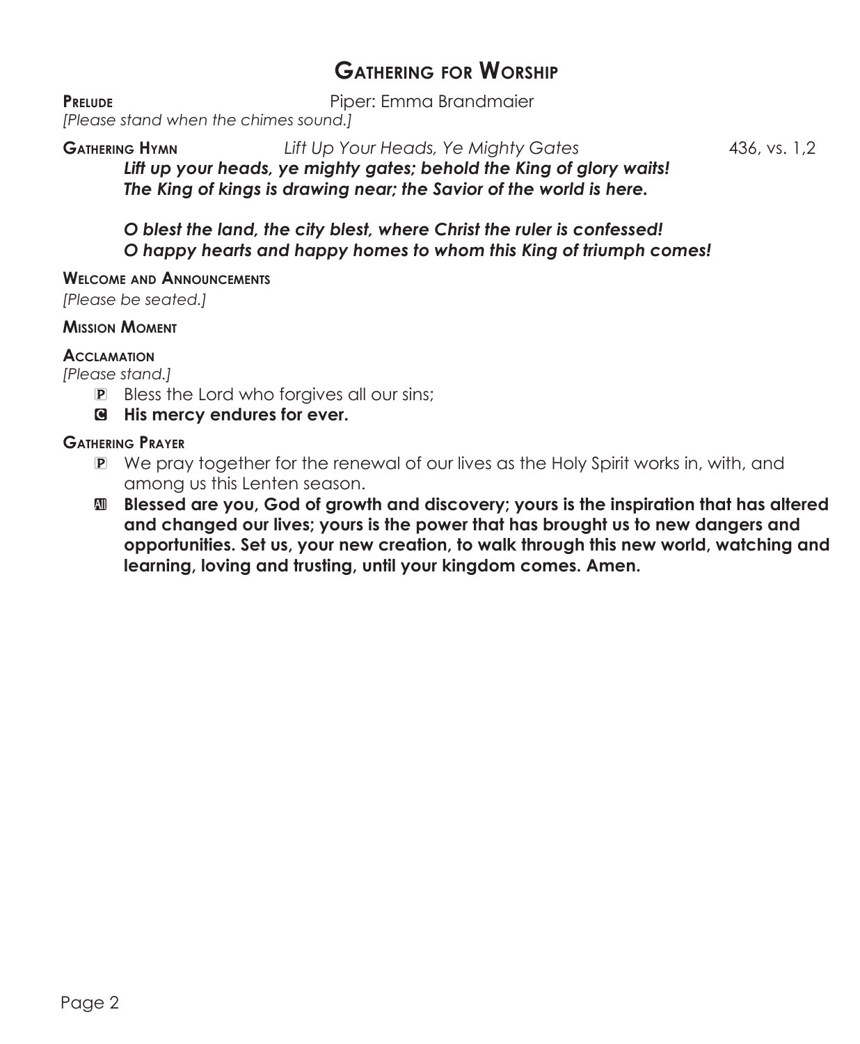# Gathering for Worship

**Prelude** Piper: Emma Brandmaier

*[Please stand when the chimes sound.]*

**Gathering Hymn** *Lift Up Your Heads, Ye Mighty Gates* 436, vs. 1,2

***Lift up your heads, ye mighty gates; behold the King of glory waits!***
***The King of kings is drawing near; the Savior of the world is here.***

***O blest the land, the city blest, where Christ the ruler is confessed!***
***O happy hearts and happy homes to whom this King of triumph comes!***

**Welcome and Announcements**

*[Please be seated.]*

**Mission Moment**

**Acclamation**

*[Please stand.]*

P Bless the Lord who forgives all our sins;

**C His mercy endures for ever.**

**Gathering Prayer**

P We pray together for the renewal of our lives as the Holy Spirit works in, with, and among us this Lenten season.

**All Blessed are you, God of growth and discovery; yours is the inspiration that has altered and changed our lives; yours is the power that has brought us to new dangers and opportunities. Set us, your new creation, to walk through this new world, watching and learning, loving and trusting, until your kingdom comes. Amen.**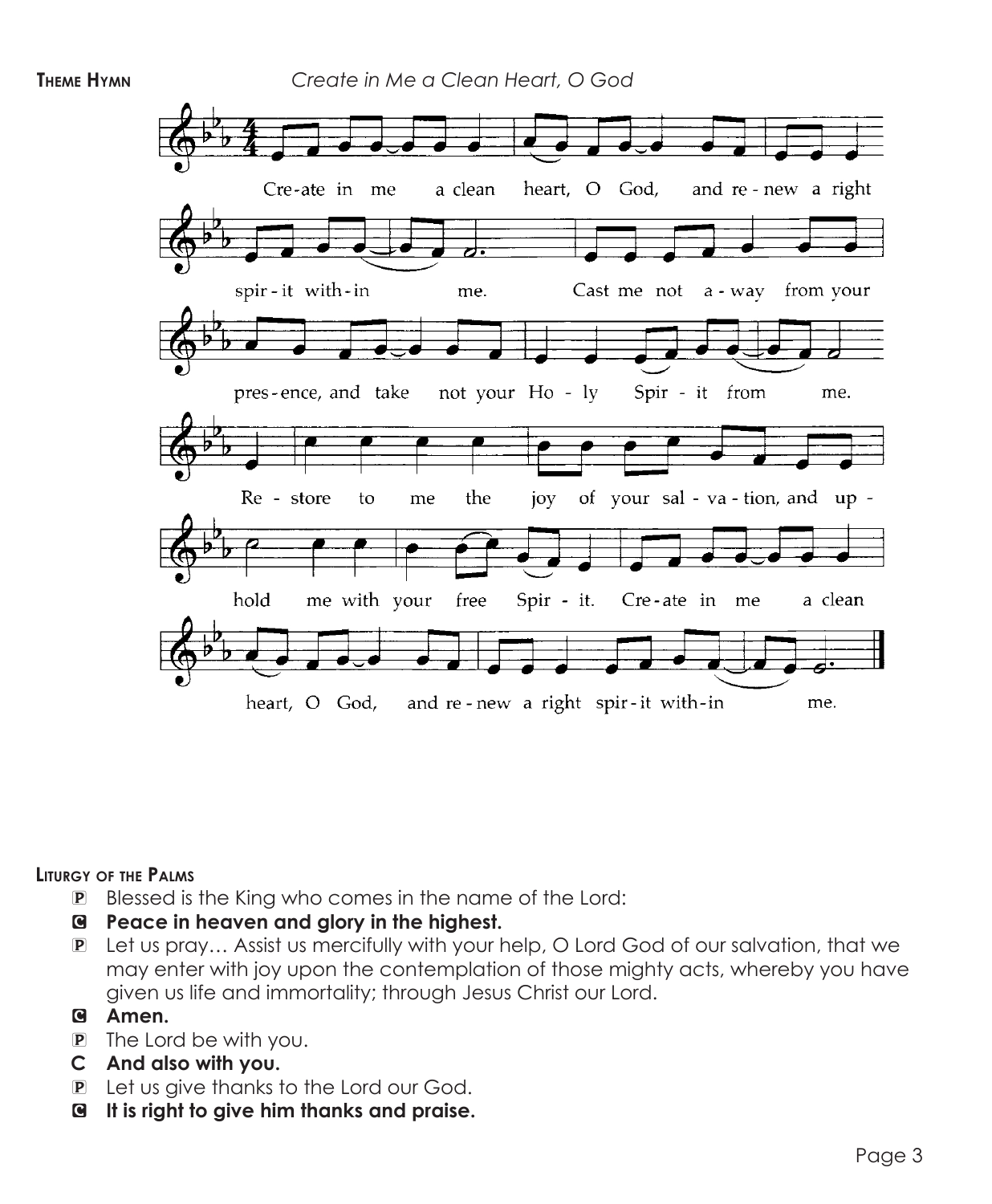**Theme Hymn** *Create in Me a Clean Heart, O God*

Create in me a clean heart, O God, and renew a right spirit within me. Cast me not away from your presence, and take not your Holy Spirit from me. Restore to me the joy of your salvation, and uphold me with your free Spirit. Create in me a clean heart, O God, and renew a right spirit within me.

**Liturgy of the Palms**

P Blessed is the King who comes in the name of the Lord:

C **Peace in heaven and glory in the highest.**

P Let us pray… Assist us mercifully with your help, O Lord God of our salvation, that we may enter with joy upon the contemplation of those mighty acts, whereby you have given us life and immortality; through Jesus Christ our Lord.

C **Amen.**

P The Lord be with you.

**C And also with you.**

P Let us give thanks to the Lord our God.

C **It is right to give him thanks and praise.**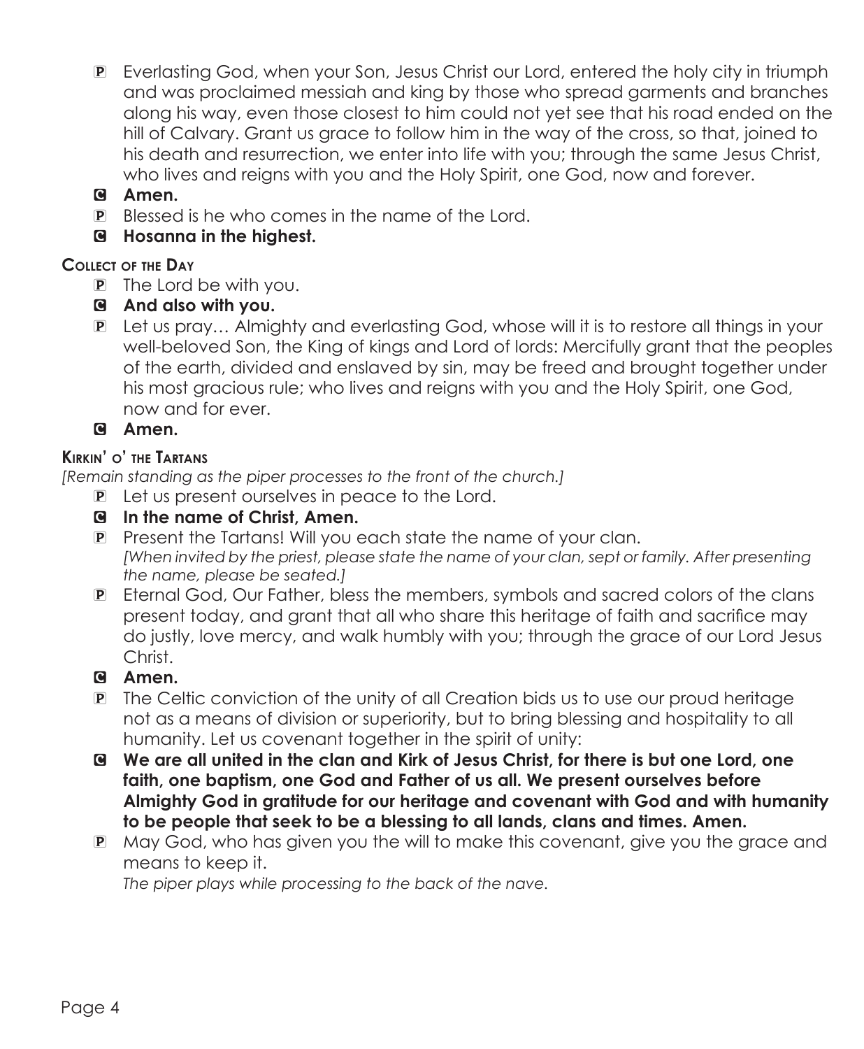P Everlasting God, when your Son, Jesus Christ our Lord, entered the holy city in triumph and was proclaimed messiah and king by those who spread garments and branches along his way, even those closest to him could not yet see that his road ended on the hill of Calvary. Grant us grace to follow him in the way of the cross, so that, joined to his death and resurrection, we enter into life with you; through the same Jesus Christ, who lives and reigns with you and the Holy Spirit, one God, now and forever.

C **Amen.**

P Blessed is he who comes in the name of the Lord.

C **Hosanna in the highest.**

### Collect of the Day

P The Lord be with you.

C **And also with you.**

P Let us pray… Almighty and everlasting God, whose will it is to restore all things in your well-beloved Son, the King of kings and Lord of lords: Mercifully grant that the peoples of the earth, divided and enslaved by sin, may be freed and brought together under his most gracious rule; who lives and reigns with you and the Holy Spirit, one God, now and for ever.

C **Amen.**

### Kirkin' o' the Tartans

*[Remain standing as the piper processes to the front of the church.]*

P Let us present ourselves in peace to the Lord.

C **In the name of Christ, Amen.**

P Present the Tartans! Will you each state the name of your clan.
*[When invited by the priest, please state the name of your clan, sept or family. After presenting the name, please be seated.]*

P Eternal God, Our Father, bless the members, symbols and sacred colors of the clans present today, and grant that all who share this heritage of faith and sacrifice may do justly, love mercy, and walk humbly with you; through the grace of our Lord Jesus Christ.

C **Amen.**

P The Celtic conviction of the unity of all Creation bids us to use our proud heritage not as a means of division or superiority, but to bring blessing and hospitality to all humanity. Let us covenant together in the spirit of unity:

C **We are all united in the clan and Kirk of Jesus Christ, for there is but one Lord, one faith, one baptism, one God and Father of us all. We present ourselves before Almighty God in gratitude for our heritage and covenant with God and with humanity to be people that seek to be a blessing to all lands, clans and times. Amen.**

P May God, who has given you the will to make this covenant, give you the grace and means to keep it.
*The piper plays while processing to the back of the nave.*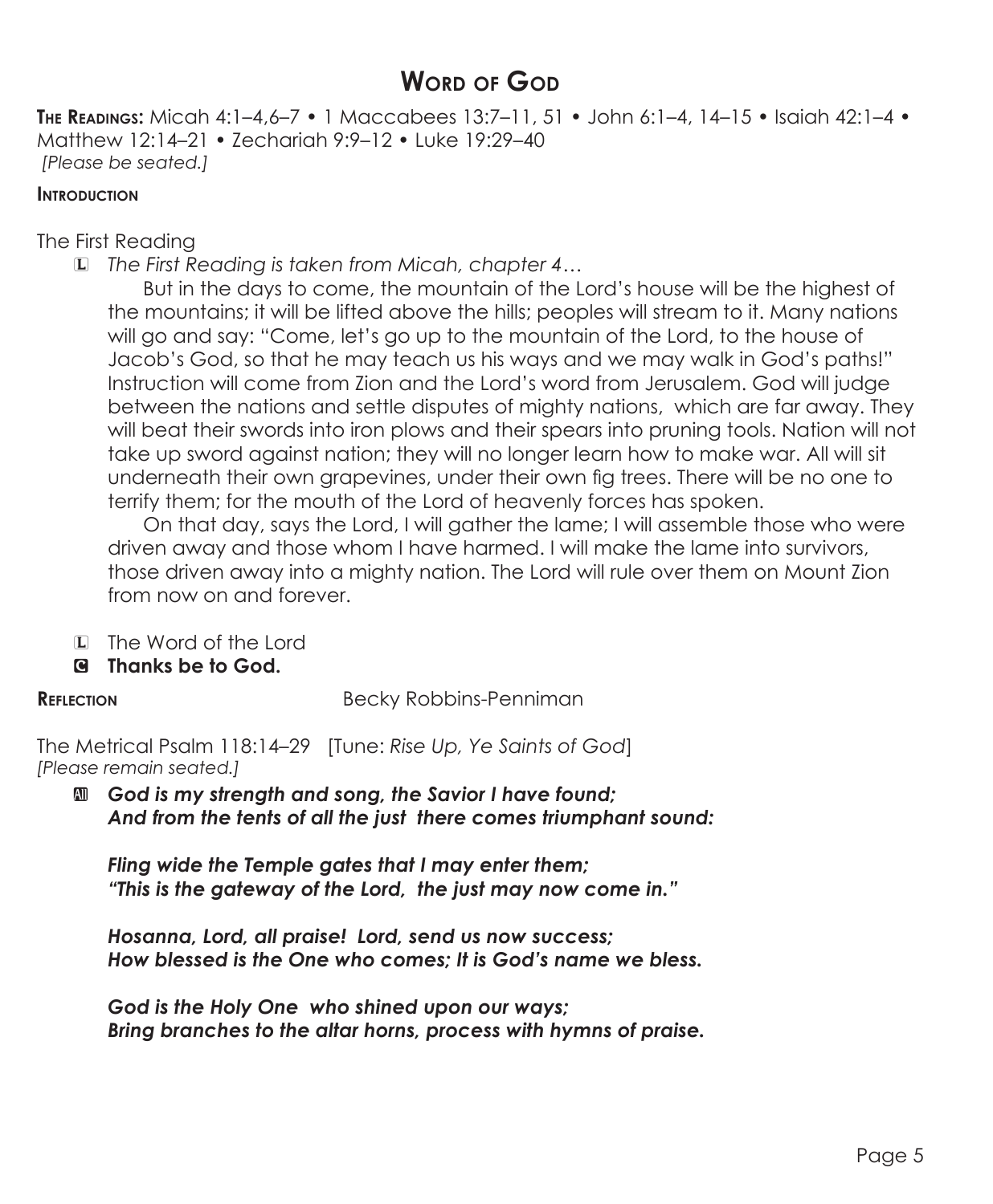# Word of God

**The Readings:** Micah 4:1–4,6–7 • 1 Maccabees 13:7–11, 51 • John 6:1–4, 14–15 • Isaiah 42:1–4 • Matthew 12:14–21 • Zechariah 9:9–12 • Luke 19:29–40
*[Please be seated.]*

**Introduction**

The First Reading

L *The First Reading is taken from Micah, chapter 4…*

But in the days to come, the mountain of the Lord's house will be the highest of the mountains; it will be lifted above the hills; peoples will stream to it. Many nations will go and say: "Come, let's go up to the mountain of the Lord, to the house of Jacob's God, so that he may teach us his ways and we may walk in God's paths!" Instruction will come from Zion and the Lord's word from Jerusalem. God will judge between the nations and settle disputes of mighty nations, which are far away. They will beat their swords into iron plows and their spears into pruning tools. Nation will not take up sword against nation; they will no longer learn how to make war. All will sit underneath their own grapevines, under their own fig trees. There will be no one to terrify them; for the mouth of the Lord of heavenly forces has spoken.

On that day, says the Lord, I will gather the lame; I will assemble those who were driven away and those whom I have harmed. I will make the lame into survivors, those driven away into a mighty nation. The Lord will rule over them on Mount Zion from now on and forever.

L The Word of the Lord

C **Thanks be to God.**

**Reflection** Becky Robbins-Penniman

The Metrical Psalm 118:14–29 [Tune: *Rise Up, Ye Saints of God*]
*[Please remain seated.]*

All ***God is my strength and song, the Savior I have found;***
***And from the tents of all the just there comes triumphant sound:***

***Fling wide the Temple gates that I may enter them;***
***"This is the gateway of the Lord, the just may now come in."***

***Hosanna, Lord, all praise! Lord, send us now success;***
***How blessed is the One who comes; It is God's name we bless.***

***God is the Holy One who shined upon our ways;***
***Bring branches to the altar horns, process with hymns of praise.***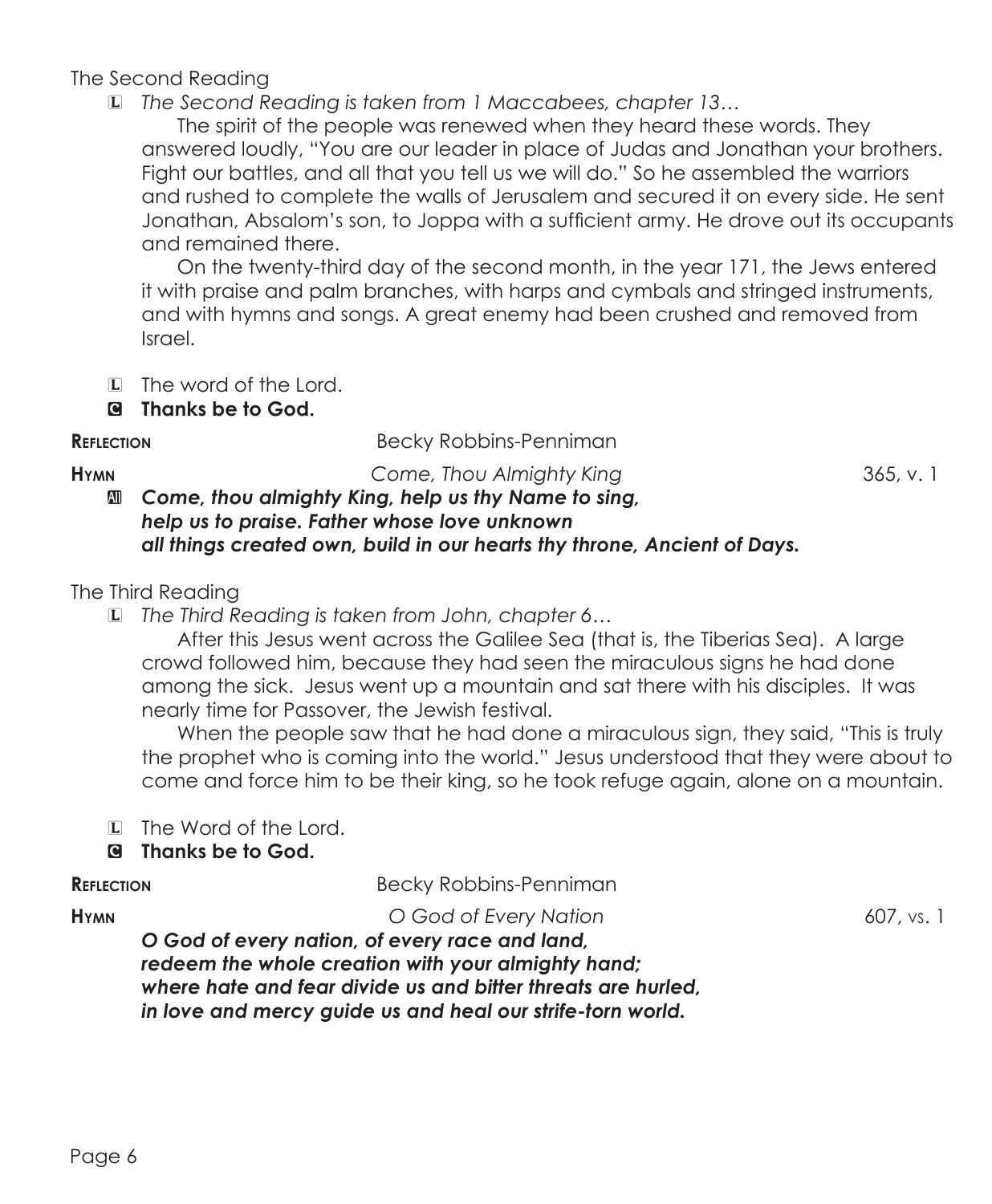The Second Reading

L *The Second Reading is taken from 1 Maccabees, chapter 13…*

The spirit of the people was renewed when they heard these words. They answered loudly, "You are our leader in place of Judas and Jonathan your brothers. Fight our battles, and all that you tell us we will do." So he assembled the warriors and rushed to complete the walls of Jerusalem and secured it on every side. He sent Jonathan, Absalom's son, to Joppa with a sufficient army. He drove out its occupants and remained there.

On the twenty-third day of the second month, in the year 171, the Jews entered it with praise and palm branches, with harps and cymbals and stringed instruments, and with hymns and songs. A great enemy had been crushed and removed from Israel.

L The word of the Lord.

C **Thanks be to God.**

**Reflection** Becky Robbins-Penniman

**Hymn** *Come, Thou Almighty King* 365, v. 1

All ***Come, thou almighty King, help us thy Name to sing,***
***help us to praise. Father whose love unknown***
***all things created own, build in our hearts thy throne, Ancient of Days.***

The Third Reading

L *The Third Reading is taken from John, chapter 6…*

After this Jesus went across the Galilee Sea (that is, the Tiberias Sea). A large crowd followed him, because they had seen the miraculous signs he had done among the sick. Jesus went up a mountain and sat there with his disciples. It was nearly time for Passover, the Jewish festival.

When the people saw that he had done a miraculous sign, they said, "This is truly the prophet who is coming into the world." Jesus understood that they were about to come and force him to be their king, so he took refuge again, alone on a mountain.

L The Word of the Lord.

C **Thanks be to God.**

**Reflection** Becky Robbins-Penniman

**Hymn** *O God of Every Nation* 607, vs. 1

***O God of every nation, of every race and land,***
***redeem the whole creation with your almighty hand;***
***where hate and fear divide us and bitter threats are hurled,***
***in love and mercy guide us and heal our strife-torn world.***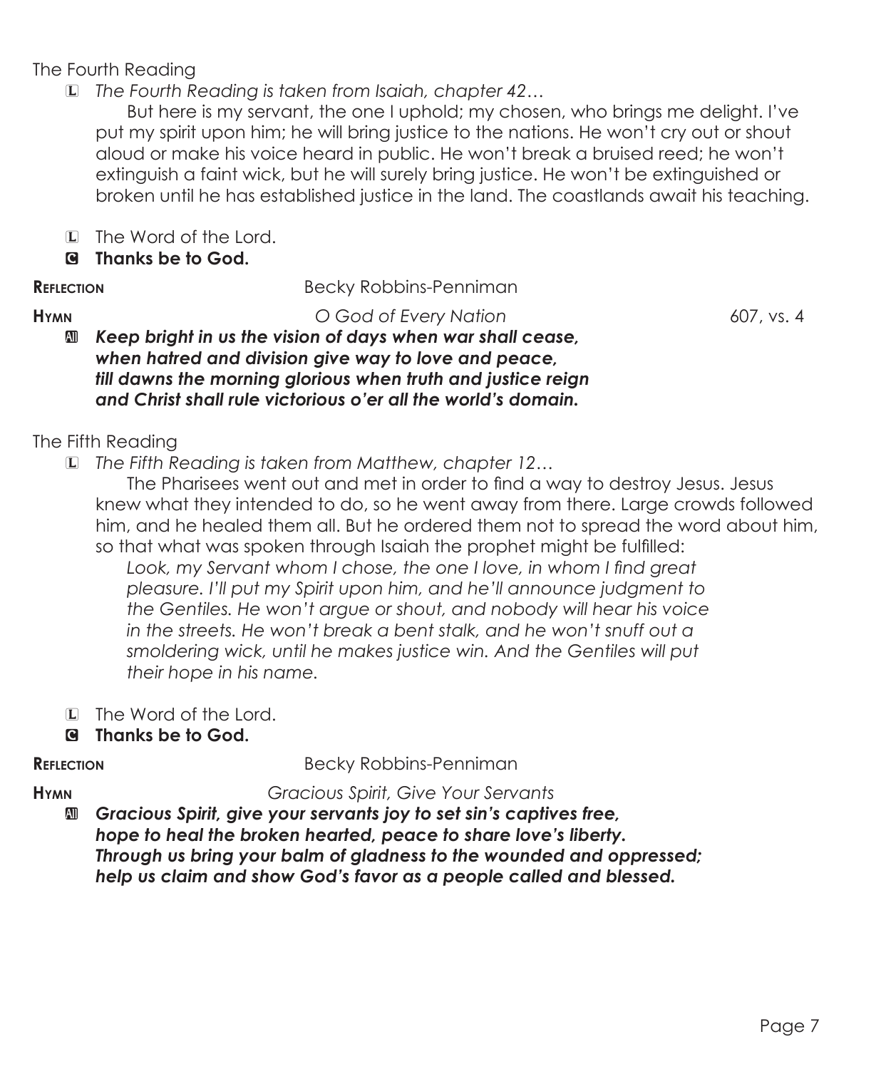The Fourth Reading

L *The Fourth Reading is taken from Isaiah, chapter 42…*

But here is my servant, the one I uphold; my chosen, who brings me delight. I've put my spirit upon him; he will bring justice to the nations. He won't cry out or shout aloud or make his voice heard in public. He won't break a bruised reed; he won't extinguish a faint wick, but he will surely bring justice. He won't be extinguished or broken until he has established justice in the land. The coastlands await his teaching.

L The Word of the Lord.

C **Thanks be to God.**

**Reflection** Becky Robbins-Penniman

**Hymn** *O God of Every Nation* 607, vs. 4

All ***Keep bright in us the vision of days when war shall cease, when hatred and division give way to love and peace, till dawns the morning glorious when truth and justice reign and Christ shall rule victorious o'er all the world's domain.***

The Fifth Reading

L *The Fifth Reading is taken from Matthew, chapter 12…*

The Pharisees went out and met in order to find a way to destroy Jesus. Jesus knew what they intended to do, so he went away from there. Large crowds followed him, and he healed them all. But he ordered them not to spread the word about him, so that what was spoken through Isaiah the prophet might be fulfilled:

*Look, my Servant whom I chose, the one I love, in whom I find great pleasure. I'll put my Spirit upon him, and he'll announce judgment to the Gentiles. He won't argue or shout, and nobody will hear his voice in the streets. He won't break a bent stalk, and he won't snuff out a smoldering wick, until he makes justice win. And the Gentiles will put their hope in his name.*

L The Word of the Lord.

C **Thanks be to God.**

**Reflection** Becky Robbins-Penniman

**Hymn** *Gracious Spirit, Give Your Servants*

All ***Gracious Spirit, give your servants joy to set sin's captives free, hope to heal the broken hearted, peace to share love's liberty. Through us bring your balm of gladness to the wounded and oppressed; help us claim and show God's favor as a people called and blessed.***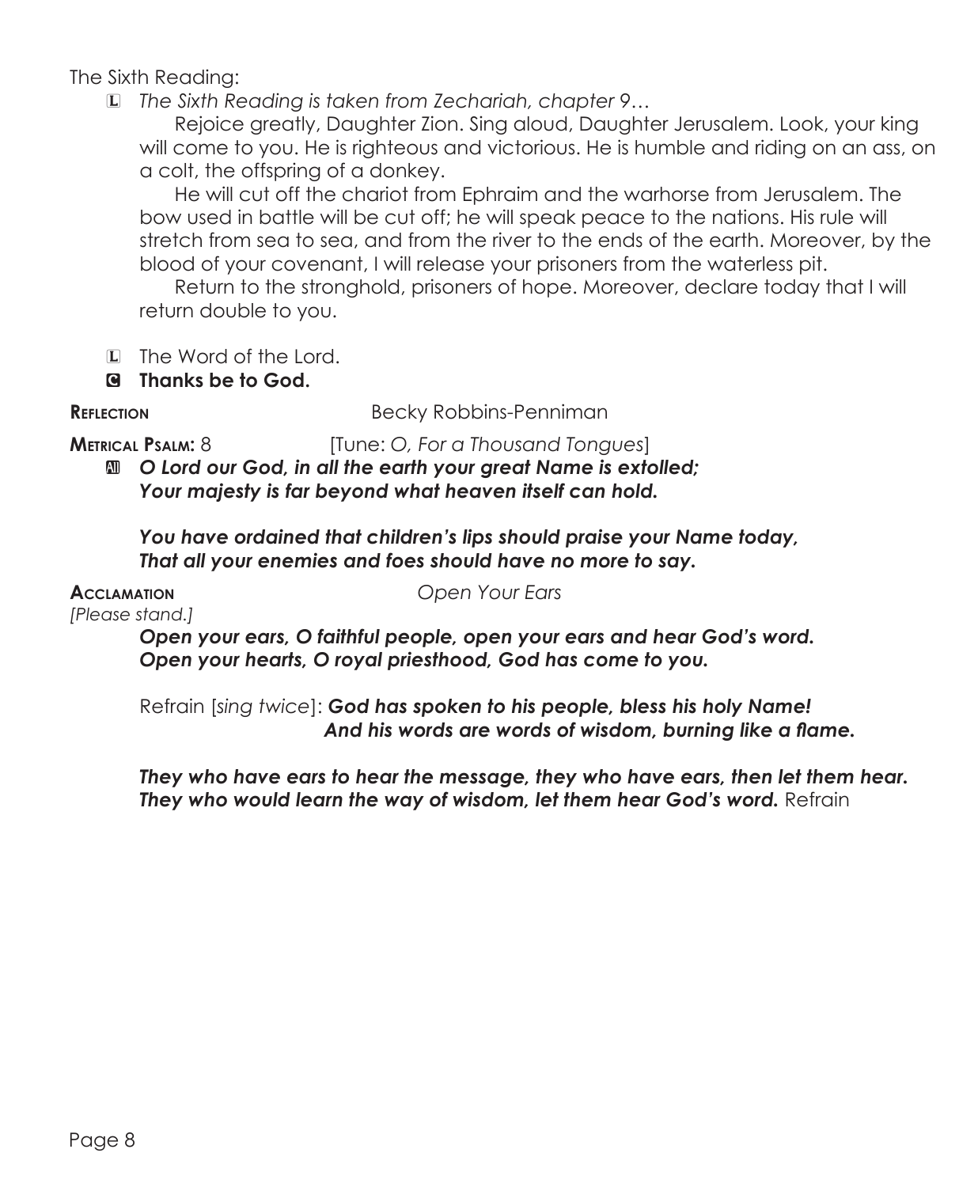The Sixth Reading:

L *The Sixth Reading is taken from Zechariah, chapter 9…*

Rejoice greatly, Daughter Zion. Sing aloud, Daughter Jerusalem. Look, your king will come to you. He is righteous and victorious. He is humble and riding on an ass, on a colt, the offspring of a donkey.

He will cut off the chariot from Ephraim and the warhorse from Jerusalem. The bow used in battle will be cut off; he will speak peace to the nations. His rule will stretch from sea to sea, and from the river to the ends of the earth. Moreover, by the blood of your covenant, I will release your prisoners from the waterless pit.

Return to the stronghold, prisoners of hope. Moreover, declare today that I will return double to you.

L The Word of the Lord.

C **Thanks be to God.**

**Reflection** Becky Robbins-Penniman

**Metrical Psalm:** 8 [Tune: *O, For a Thousand Tongues*]

All ***O Lord our God, in all the earth your great Name is extolled;***
***Your majesty is far beyond what heaven itself can hold.***

***You have ordained that children's lips should praise your Name today,***
***That all your enemies and foes should have no more to say.***

**Acclamation** *Open Your Ears*

*[Please stand.]*

***Open your ears, O faithful people, open your ears and hear God's word.***
***Open your hearts, O royal priesthood, God has come to you.***

Refrain [*sing twice*]: ***God has spoken to his people, bless his holy Name!***
***And his words are words of wisdom, burning like a flame.***

***They who have ears to hear the message, they who have ears, then let them hear.***
***They who would learn the way of wisdom, let them hear God's word.*** Refrain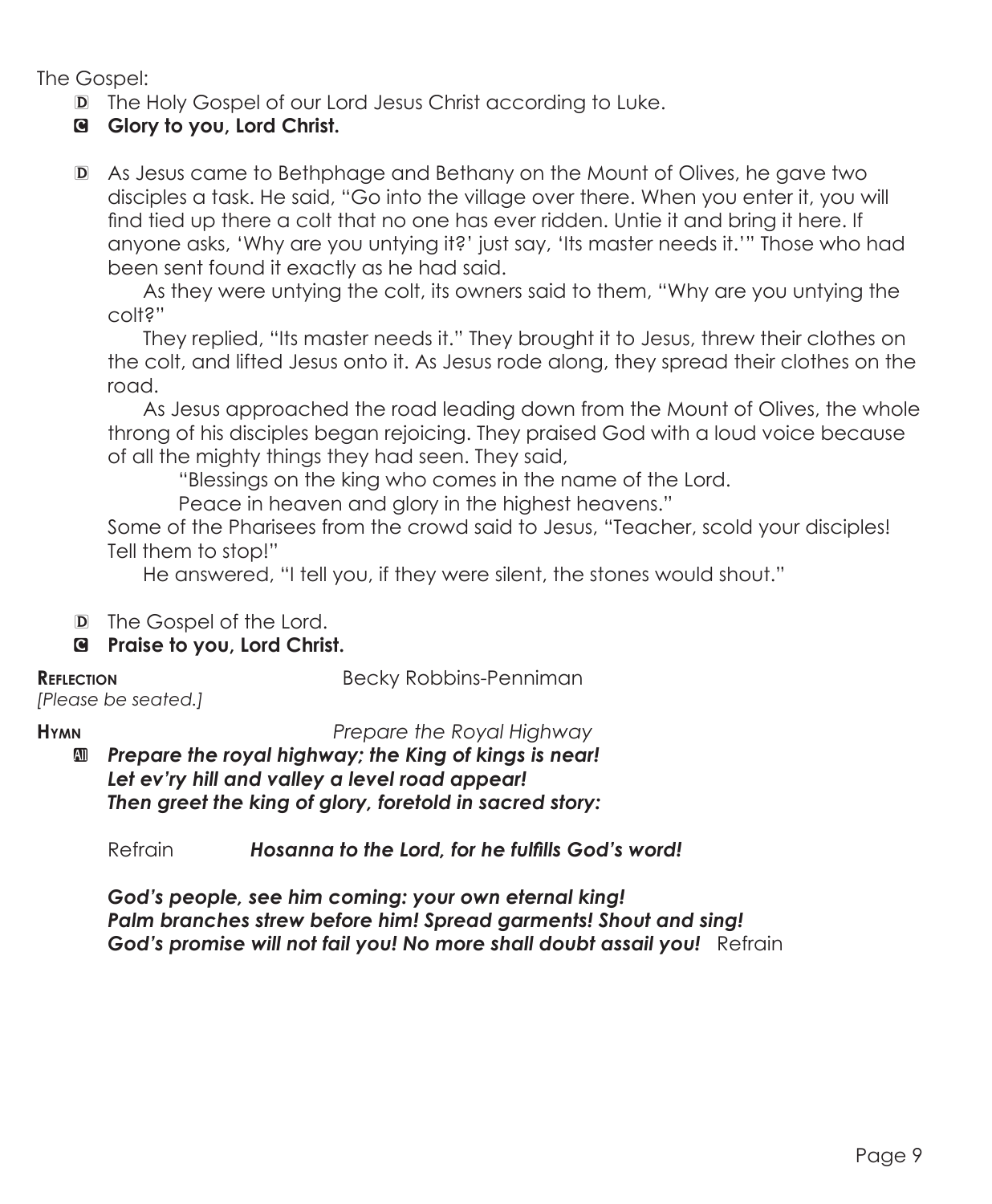The Gospel:

D The Holy Gospel of our Lord Jesus Christ according to Luke.

**C Glory to you, Lord Christ.**

D As Jesus came to Bethphage and Bethany on the Mount of Olives, he gave two disciples a task. He said, "Go into the village over there. When you enter it, you will find tied up there a colt that no one has ever ridden. Untie it and bring it here. If anyone asks, 'Why are you untying it?' just say, 'Its master needs it.'" Those who had been sent found it exactly as he had said.

As they were untying the colt, its owners said to them, "Why are you untying the colt?"

They replied, "Its master needs it." They brought it to Jesus, threw their clothes on the colt, and lifted Jesus onto it. As Jesus rode along, they spread their clothes on the road.

As Jesus approached the road leading down from the Mount of Olives, the whole throng of his disciples began rejoicing. They praised God with a loud voice because of all the mighty things they had seen. They said,

"Blessings on the king who comes in the name of the Lord.  
Peace in heaven and glory in the highest heavens."

Some of the Pharisees from the crowd said to Jesus, "Teacher, scold your disciples! Tell them to stop!"

He answered, "I tell you, if they were silent, the stones would shout."

D The Gospel of the Lord.

**C Praise to you, Lord Christ.**

**REFLECTION** Becky Robbins-Penniman

*[Please be seated.]*

**HYMN** *Prepare the Royal Highway*

All ***Prepare the royal highway; the King of kings is near!  
Let ev'ry hill and valley a level road appear!  
Then greet the king of glory, foretold in sacred story:***

Refrain ***Hosanna to the Lord, for he fulfills God's word!***

***God's people, see him coming: your own eternal king!  
Palm branches strew before him! Spread garments! Shout and sing!  
God's promise will not fail you! No more shall doubt assail you!*** Refrain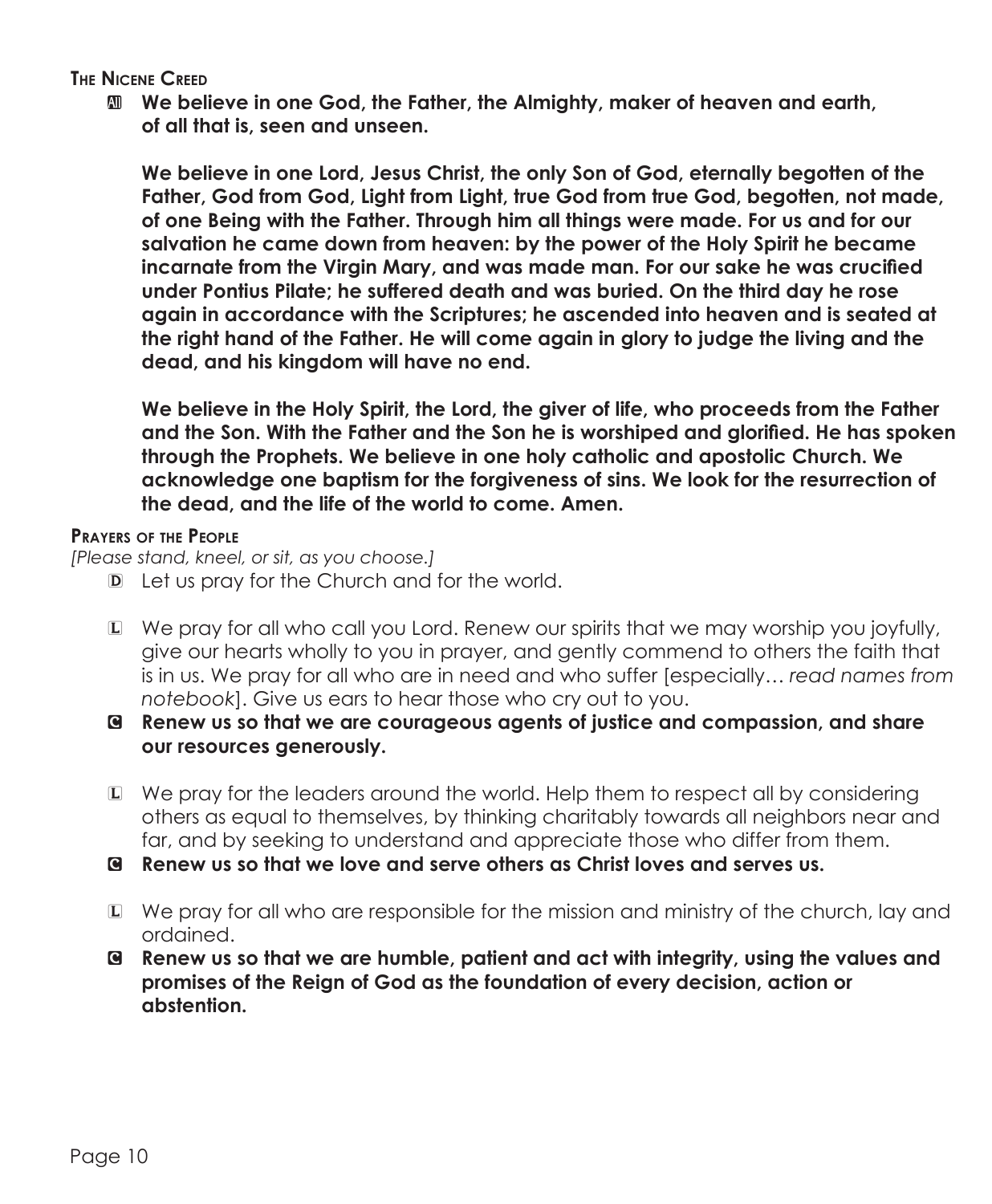**The Nicene Creed**

All **We believe in one God, the Father, the Almighty, maker of heaven and earth, of all that is, seen and unseen.**

**We believe in one Lord, Jesus Christ, the only Son of God, eternally begotten of the Father, God from God, Light from Light, true God from true God, begotten, not made, of one Being with the Father. Through him all things were made. For us and for our salvation he came down from heaven: by the power of the Holy Spirit he became incarnate from the Virgin Mary, and was made man. For our sake he was crucified under Pontius Pilate; he suffered death and was buried. On the third day he rose again in accordance with the Scriptures; he ascended into heaven and is seated at the right hand of the Father. He will come again in glory to judge the living and the dead, and his kingdom will have no end.**

**We believe in the Holy Spirit, the Lord, the giver of life, who proceeds from the Father and the Son. With the Father and the Son he is worshiped and glorified. He has spoken through the Prophets. We believe in one holy catholic and apostolic Church. We acknowledge one baptism for the forgiveness of sins. We look for the resurrection of the dead, and the life of the world to come. Amen.**

**Prayers of the People**

*[Please stand, kneel, or sit, as you choose.]*

D Let us pray for the Church and for the world.

L We pray for all who call you Lord. Renew our spirits that we may worship you joyfully, give our hearts wholly to you in prayer, and gently commend to others the faith that is in us. We pray for all who are in need and who suffer [especially… *read names from notebook*]. Give us ears to hear those who cry out to you.

C **Renew us so that we are courageous agents of justice and compassion, and share our resources generously.**

L We pray for the leaders around the world. Help them to respect all by considering others as equal to themselves, by thinking charitably towards all neighbors near and far, and by seeking to understand and appreciate those who differ from them.

C **Renew us so that we love and serve others as Christ loves and serves us.**

L We pray for all who are responsible for the mission and ministry of the church, lay and ordained.

C **Renew us so that we are humble, patient and act with integrity, using the values and promises of the Reign of God as the foundation of every decision, action or abstention.**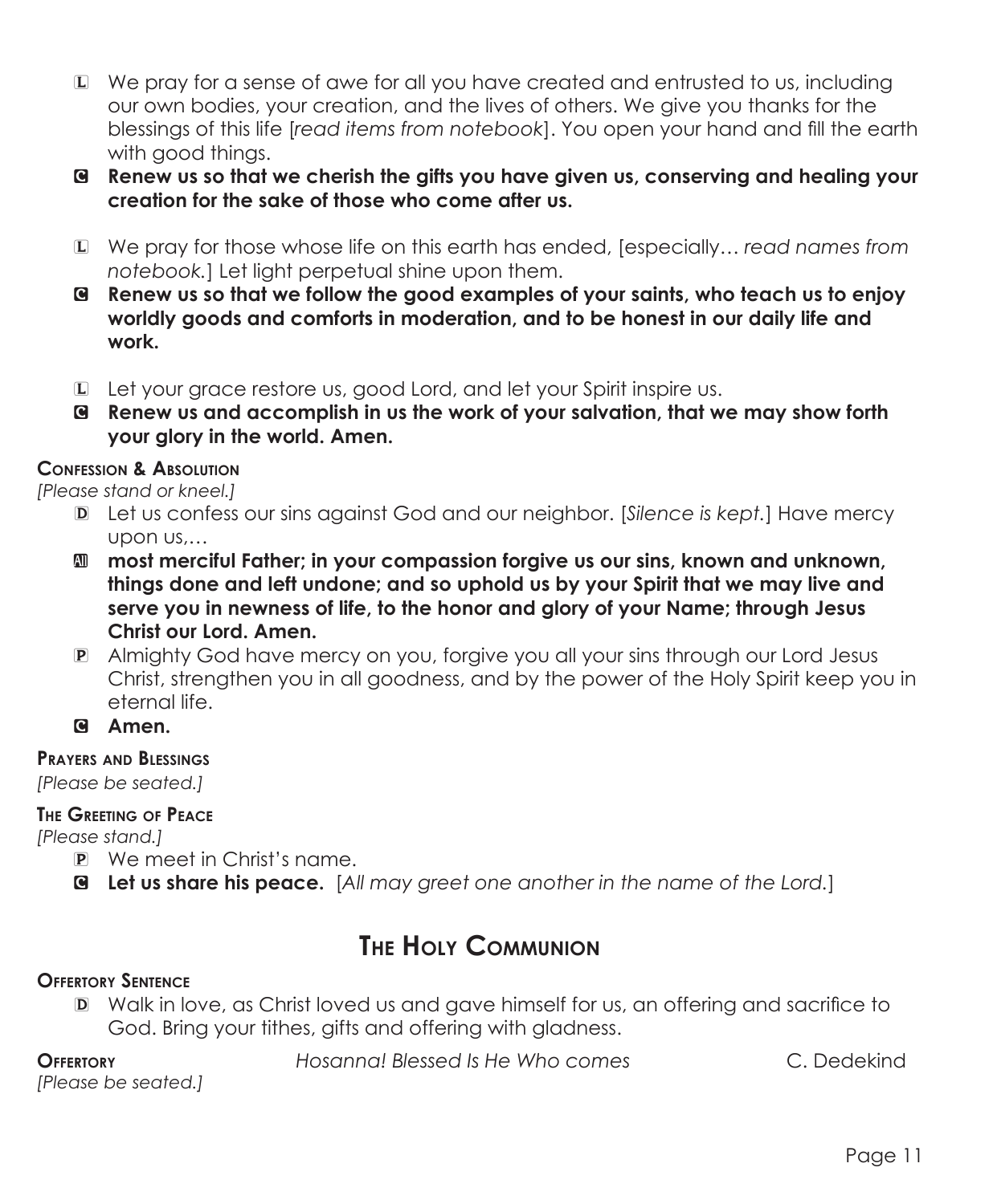L We pray for a sense of awe for all you have created and entrusted to us, including our own bodies, your creation, and the lives of others. We give you thanks for the blessings of this life [*read items from notebook*]. You open your hand and fill the earth with good things.

C **Renew us so that we cherish the gifts you have given us, conserving and healing your creation for the sake of those who come after us.**

L We pray for those whose life on this earth has ended, [especially… *read names from notebook.*] Let light perpetual shine upon them.

C **Renew us so that we follow the good examples of your saints, who teach us to enjoy worldly goods and comforts in moderation, and to be honest in our daily life and work.**

L Let your grace restore us, good Lord, and let your Spirit inspire us.

C **Renew us and accomplish in us the work of your salvation, that we may show forth your glory in the world. Amen.**

**Confession & Absolution**

*[Please stand or kneel.]*

D Let us confess our sins against God and our neighbor. [*Silence is kept.*] Have mercy upon us,…

All **most merciful Father; in your compassion forgive us our sins, known and unknown, things done and left undone; and so uphold us by your Spirit that we may live and serve you in newness of life, to the honor and glory of your Name; through Jesus Christ our Lord. Amen.**

P Almighty God have mercy on you, forgive you all your sins through our Lord Jesus Christ, strengthen you in all goodness, and by the power of the Holy Spirit keep you in eternal life.

C **Amen.**

**Prayers and Blessings**

*[Please be seated.]*

**The Greeting of Peace**

*[Please stand.]*

P We meet in Christ's name.

C **Let us share his peace.** [*All may greet one another in the name of the Lord.*]

## The Holy Communion

**Offertory Sentence**

D Walk in love, as Christ loved us and gave himself for us, an offering and sacrifice to God. Bring your tithes, gifts and offering with gladness.

**Offertory** *Hosanna! Blessed Is He Who comes* C. Dedekind

*[Please be seated.]*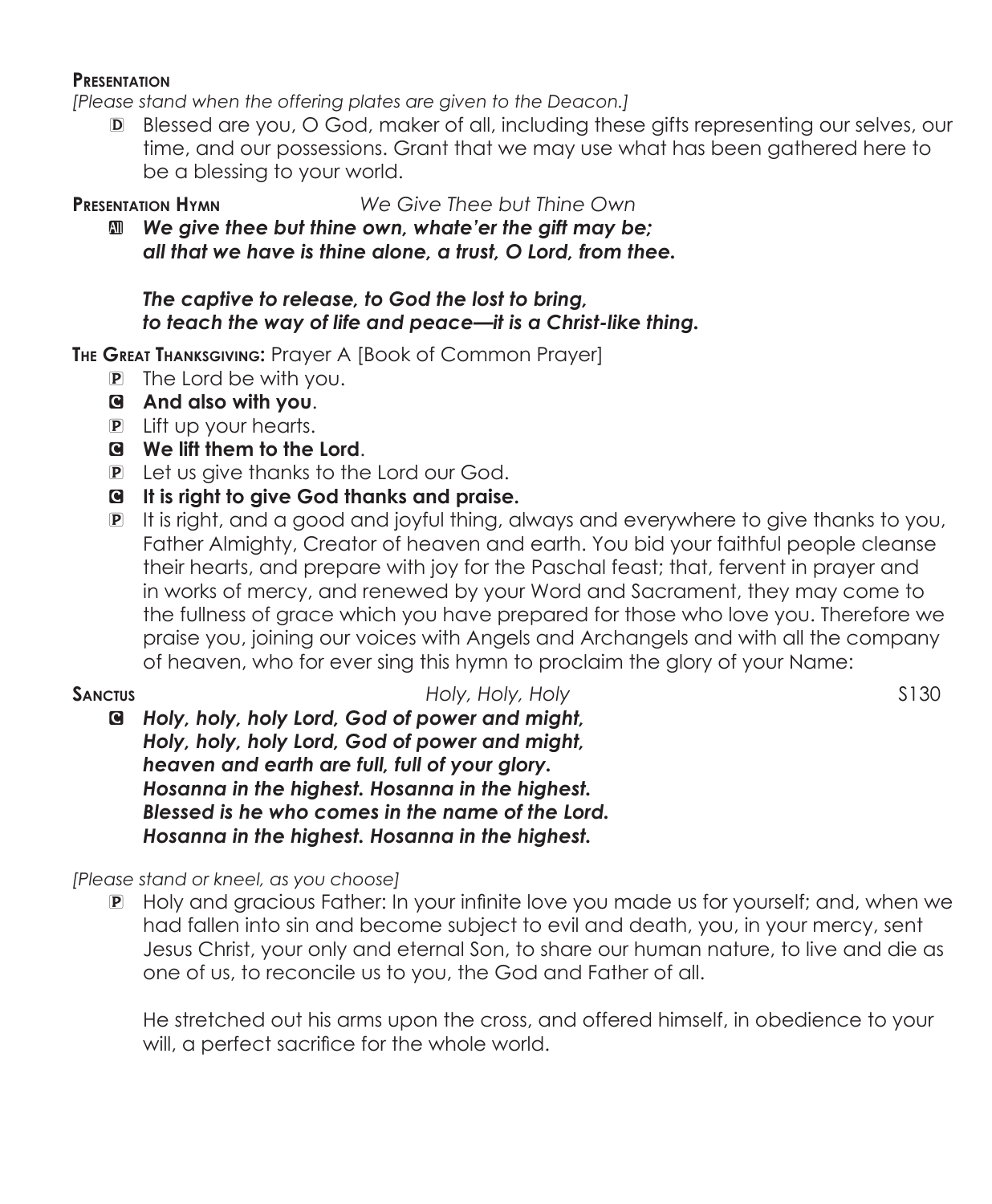**Presentation**

*[Please stand when the offering plates are given to the Deacon.]*

D Blessed are you, O God, maker of all, including these gifts representing our selves, our time, and our possessions. Grant that we may use what has been gathered here to be a blessing to your world.

**Presentation Hymn** *We Give Thee but Thine Own*

All ***We give thee but thine own, whate'er the gift may be; all that we have is thine alone, a trust, O Lord, from thee.***

***The captive to release, to God the lost to bring, to teach the way of life and peace—it is a Christ-like thing.***

**The Great Thanksgiving:** Prayer A [Book of Common Prayer]

P The Lord be with you.

C **And also with you**.

P Lift up your hearts.

C **We lift them to the Lord**.

P Let us give thanks to the Lord our God.

C **It is right to give God thanks and praise.**

P It is right, and a good and joyful thing, always and everywhere to give thanks to you, Father Almighty, Creator of heaven and earth. You bid your faithful people cleanse their hearts, and prepare with joy for the Paschal feast; that, fervent in prayer and in works of mercy, and renewed by your Word and Sacrament, they may come to the fullness of grace which you have prepared for those who love you. Therefore we praise you, joining our voices with Angels and Archangels and with all the company of heaven, who for ever sing this hymn to proclaim the glory of your Name:

**Sanctus** *Holy, Holy, Holy* S130

C ***Holy, holy, holy Lord, God of power and might, Holy, holy, holy Lord, God of power and might, heaven and earth are full, full of your glory. Hosanna in the highest. Hosanna in the highest. Blessed is he who comes in the name of the Lord. Hosanna in the highest. Hosanna in the highest.***

*[Please stand or kneel, as you choose]*

P Holy and gracious Father: In your infinite love you made us for yourself; and, when we had fallen into sin and become subject to evil and death, you, in your mercy, sent Jesus Christ, your only and eternal Son, to share our human nature, to live and die as one of us, to reconcile us to you, the God and Father of all.

He stretched out his arms upon the cross, and offered himself, in obedience to your will, a perfect sacrifice for the whole world.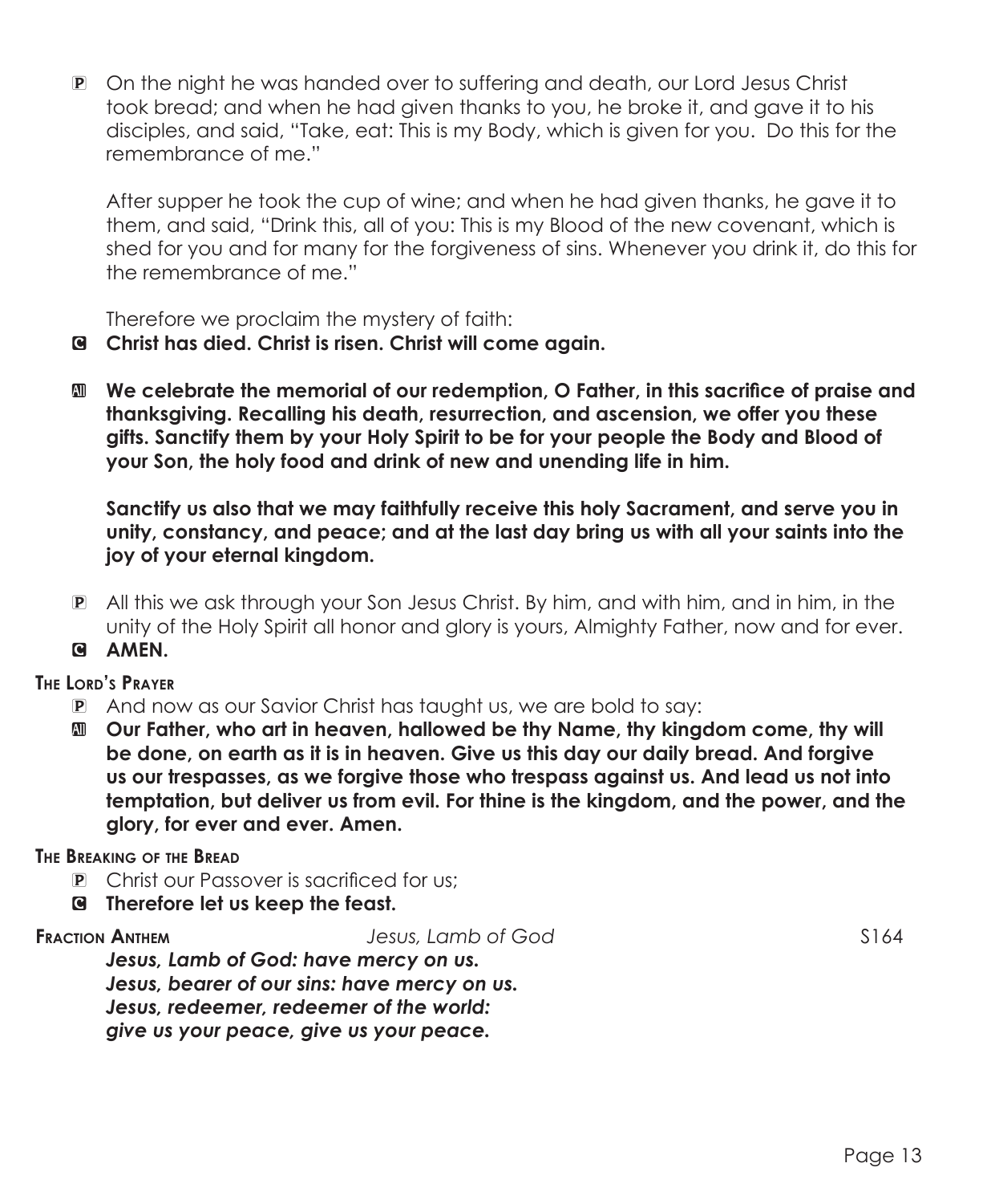P On the night he was handed over to suffering and death, our Lord Jesus Christ took bread; and when he had given thanks to you, he broke it, and gave it to his disciples, and said, "Take, eat: This is my Body, which is given for you. Do this for the remembrance of me."

After supper he took the cup of wine; and when he had given thanks, he gave it to them, and said, "Drink this, all of you: This is my Blood of the new covenant, which is shed for you and for many for the forgiveness of sins. Whenever you drink it, do this for the remembrance of me."

Therefore we proclaim the mystery of faith:

C **Christ has died. Christ is risen. Christ will come again.**

All **We celebrate the memorial of our redemption, O Father, in this sacrifice of praise and thanksgiving. Recalling his death, resurrection, and ascension, we offer you these gifts. Sanctify them by your Holy Spirit to be for your people the Body and Blood of your Son, the holy food and drink of new and unending life in him.**

**Sanctify us also that we may faithfully receive this holy Sacrament, and serve you in unity, constancy, and peace; and at the last day bring us with all your saints into the joy of your eternal kingdom.**

P All this we ask through your Son Jesus Christ. By him, and with him, and in him, in the unity of the Holy Spirit all honor and glory is yours, Almighty Father, now and for ever.

C **AMEN.**

**The Lord's Prayer**

P And now as our Savior Christ has taught us, we are bold to say:

All **Our Father, who art in heaven, hallowed be thy Name, thy kingdom come, thy will be done, on earth as it is in heaven. Give us this day our daily bread. And forgive us our trespasses, as we forgive those who trespass against us. And lead us not into temptation, but deliver us from evil. For thine is the kingdom, and the power, and the glory, for ever and ever. Amen.**

**The Breaking of the Bread**

P Christ our Passover is sacrificed for us;

C **Therefore let us keep the feast.**

**Fraction Anthem** *Jesus, Lamb of God* S164

***Jesus, Lamb of God: have mercy on us.***
***Jesus, bearer of our sins: have mercy on us.***
***Jesus, redeemer, redeemer of the world:***
***give us your peace, give us your peace.***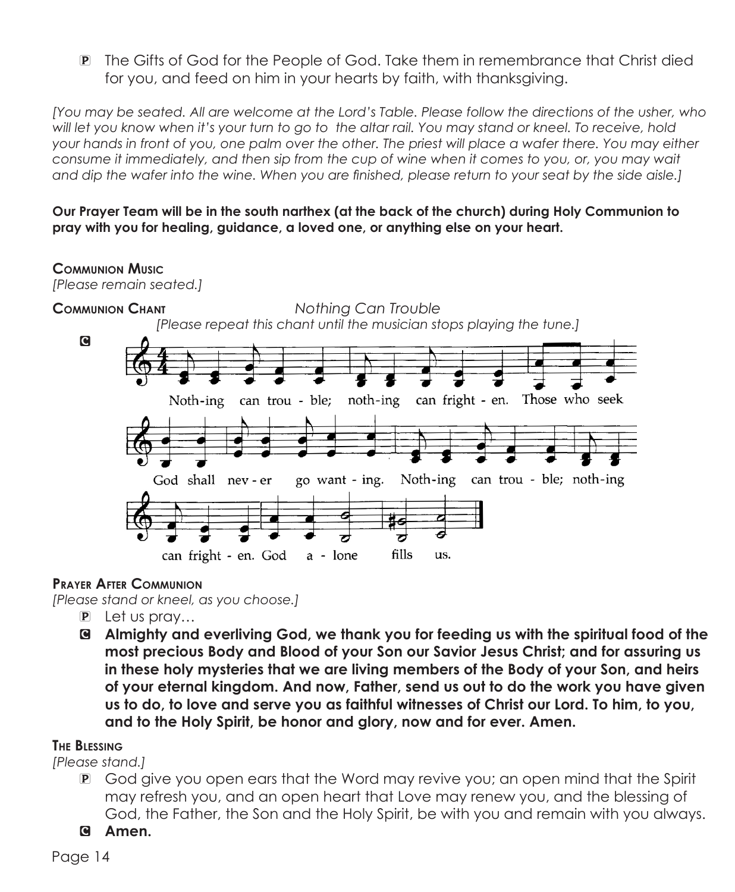P The Gifts of God for the People of God. Take them in remembrance that Christ died for you, and feed on him in your hearts by faith, with thanksgiving.

*[You may be seated. All are welcome at the Lord's Table. Please follow the directions of the usher, who will let you know when it's your turn to go to the altar rail. You may stand or kneel. To receive, hold your hands in front of you, one palm over the other. The priest will place a wafer there. You may either consume it immediately, and then sip from the cup of wine when it comes to you, or, you may wait and dip the wafer into the wine. When you are finished, please return to your seat by the side aisle.]*

**Our Prayer Team will be in the south narthex (at the back of the church) during Holy Communion to pray with you for healing, guidance, a loved one, or anything else on your heart.**

### Communion Music

*[Please remain seated.]*

### Communion Chant

*Nothing Can Trouble*

*[Please repeat this chant until the musician stops playing the tune.]*

C

Noth-ing can trou - ble; noth-ing can fright - en. Those who seek God shall nev - er go want - ing. Noth-ing can trou - ble; noth-ing can fright - en. God a - lone fills us.

### Prayer After Communion

*[Please stand or kneel, as you choose.]*

P Let us pray…

C **Almighty and everliving God, we thank you for feeding us with the spiritual food of the most precious Body and Blood of your Son our Savior Jesus Christ; and for assuring us in these holy mysteries that we are living members of the Body of your Son, and heirs of your eternal kingdom. And now, Father, send us out to do the work you have given us to do, to love and serve you as faithful witnesses of Christ our Lord. To him, to you, and to the Holy Spirit, be honor and glory, now and for ever. Amen.**

### The Blessing

*[Please stand.]*

P God give you open ears that the Word may revive you; an open mind that the Spirit may refresh you, and an open heart that Love may renew you, and the blessing of God, the Father, the Son and the Holy Spirit, be with you and remain with you always.

C **Amen.**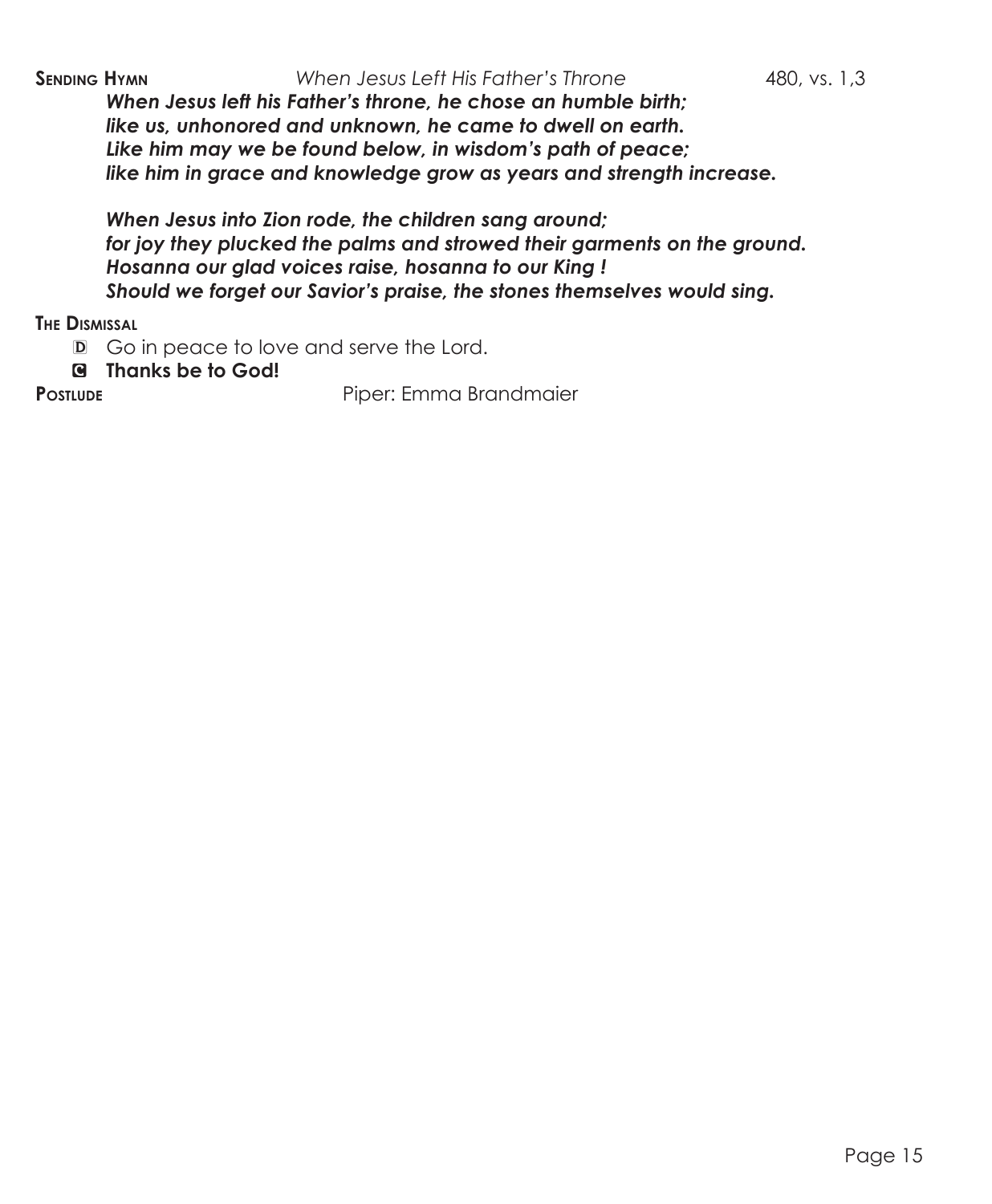**Sending Hymn** *When Jesus Left His Father's Throne* 480, vs. 1,3

***When Jesus left his Father's throne, he chose an humble birth;***
***like us, unhonored and unknown, he came to dwell on earth.***
***Like him may we be found below, in wisdom's path of peace;***
***like him in grace and knowledge grow as years and strength increase.***

***When Jesus into Zion rode, the children sang around;***
***for joy they plucked the palms and strowed their garments on the ground.***
***Hosanna our glad voices raise, hosanna to our King !***
***Should we forget our Savior's praise, the stones themselves would sing.***

**The Dismissal**

D Go in peace to love and serve the Lord.

C **Thanks be to God!**

**Postlude** Piper: Emma Brandmaier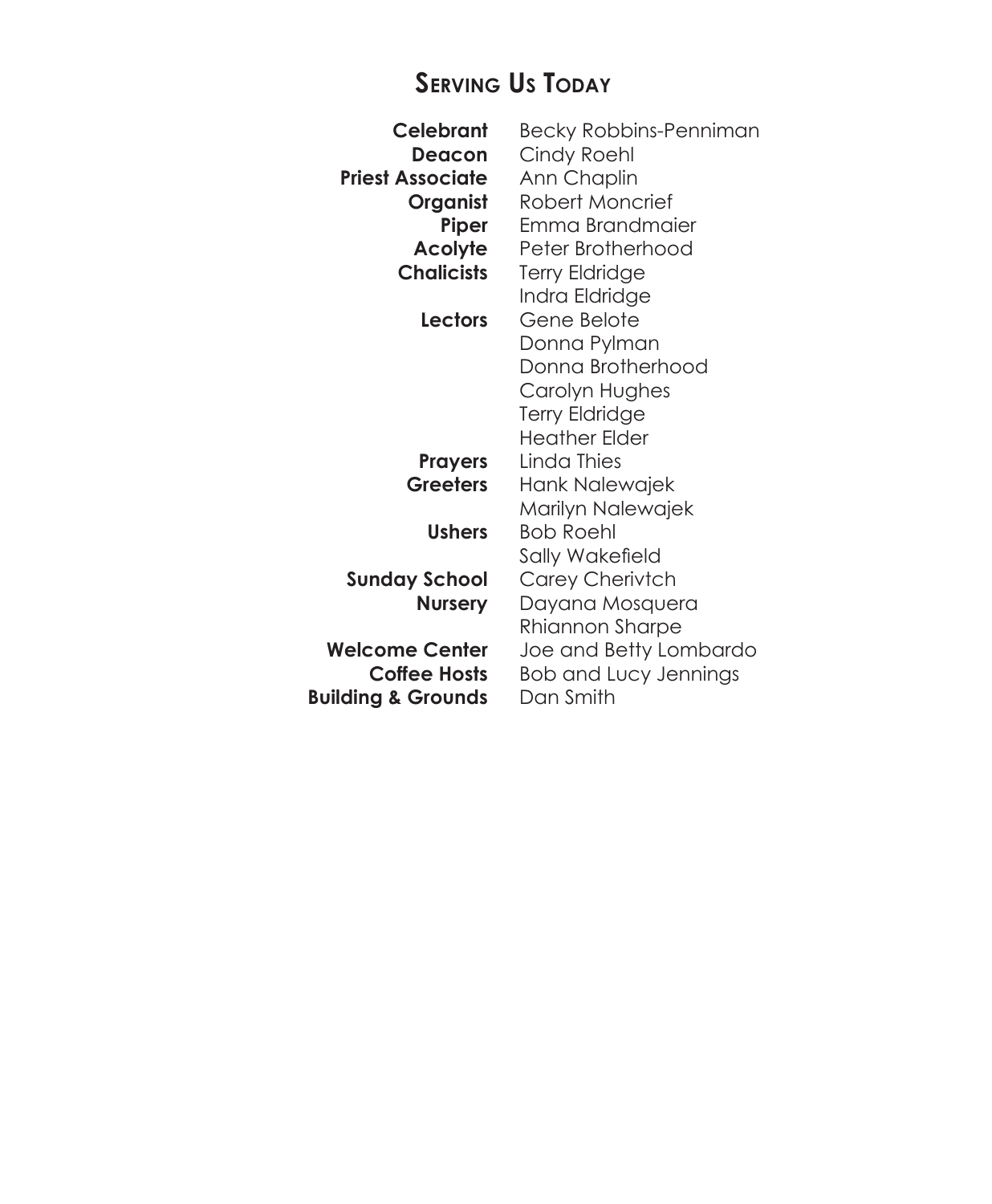## Serving Us Today

| | |
|---|---|
| **Celebrant** | Becky Robbins-Penniman |
| **Deacon** | Cindy Roehl |
| **Priest Associate** | Ann Chaplin |
| **Organist** | Robert Moncrief |
| **Piper** | Emma Brandmaier |
| **Acolyte** | Peter Brotherhood |
| **Chalicists** | Terry Eldridge |
| | Indra Eldridge |
| **Lectors** | Gene Belote |
| | Donna Pylman |
| | Donna Brotherhood |
| | Carolyn Hughes |
| | Terry Eldridge |
| | Heather Elder |
| **Prayers** | Linda Thies |
| **Greeters** | Hank Nalewajek |
| | Marilyn Nalewajek |
| **Ushers** | Bob Roehl |
| | Sally Wakefield |
| **Sunday School** | Carey Cherivtch |
| **Nursery** | Dayana Mosquera |
| | Rhiannon Sharpe |
| **Welcome Center** | Joe and Betty Lombardo |
| **Coffee Hosts** | Bob and Lucy Jennings |
| **Building & Grounds** | Dan Smith |